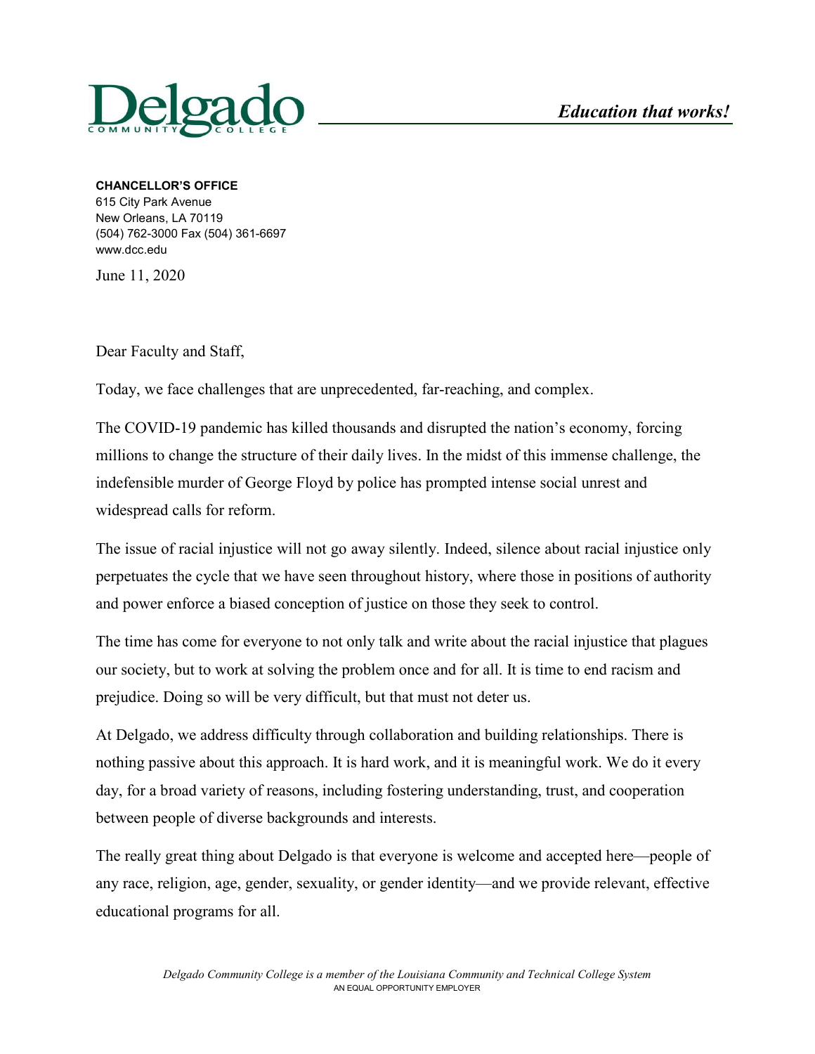Delgado COMMUNITY COLLEGE

*Education that works!*

**CHANCELLOR'S OFFICE**
615 City Park Avenue
New Orleans, LA 70119
(504) 762-3000 Fax (504) 361-6697
www.dcc.edu

June 11, 2020

Dear Faculty and Staff,

Today, we face challenges that are unprecedented, far-reaching, and complex.

The COVID-19 pandemic has killed thousands and disrupted the nation's economy, forcing millions to change the structure of their daily lives. In the midst of this immense challenge, the indefensible murder of George Floyd by police has prompted intense social unrest and widespread calls for reform.

The issue of racial injustice will not go away silently. Indeed, silence about racial injustice only perpetuates the cycle that we have seen throughout history, where those in positions of authority and power enforce a biased conception of justice on those they seek to control.

The time has come for everyone to not only talk and write about the racial injustice that plagues our society, but to work at solving the problem once and for all. It is time to end racism and prejudice. Doing so will be very difficult, but that must not deter us.

At Delgado, we address difficulty through collaboration and building relationships. There is nothing passive about this approach. It is hard work, and it is meaningful work. We do it every day, for a broad variety of reasons, including fostering understanding, trust, and cooperation between people of diverse backgrounds and interests.

The really great thing about Delgado is that everyone is welcome and accepted here—people of any race, religion, age, gender, sexuality, or gender identity—and we provide relevant, effective educational programs for all.

*Delgado Community College is a member of the Louisiana Community and Technical College System*
AN EQUAL OPPORTUNITY EMPLOYER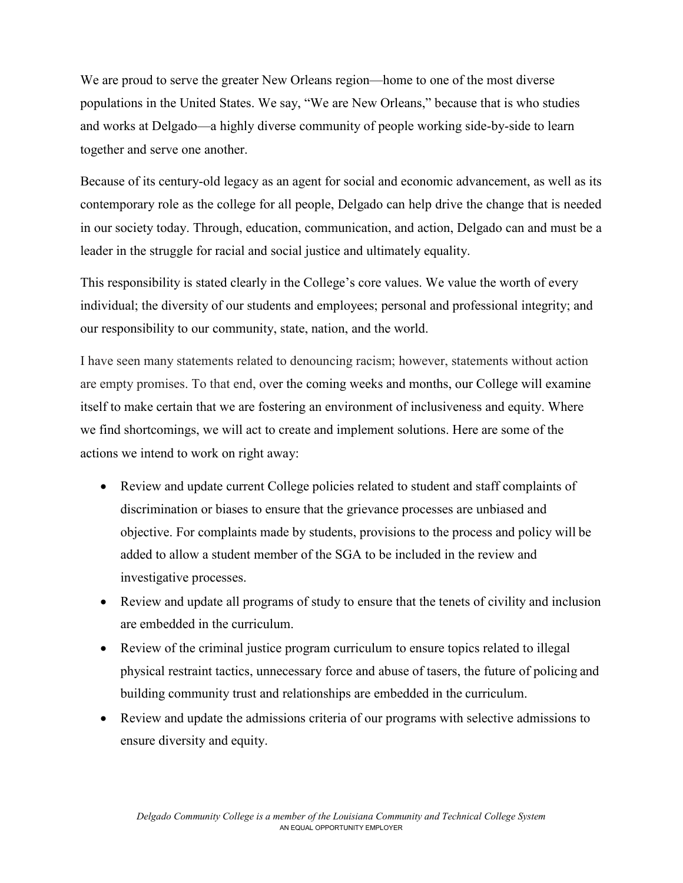We are proud to serve the greater New Orleans region—home to one of the most diverse populations in the United States. We say, "We are New Orleans," because that is who studies and works at Delgado—a highly diverse community of people working side-by-side to learn together and serve one another.

Because of its century-old legacy as an agent for social and economic advancement, as well as its contemporary role as the college for all people, Delgado can help drive the change that is needed in our society today. Through, education, communication, and action, Delgado can and must be a leader in the struggle for racial and social justice and ultimately equality.

This responsibility is stated clearly in the College's core values. We value the worth of every individual; the diversity of our students and employees; personal and professional integrity; and our responsibility to our community, state, nation, and the world.

I have seen many statements related to denouncing racism; however, statements without action are empty promises. To that end, over the coming weeks and months, our College will examine itself to make certain that we are fostering an environment of inclusiveness and equity. Where we find shortcomings, we will act to create and implement solutions. Here are some of the actions we intend to work on right away:

- Review and update current College policies related to student and staff complaints of discrimination or biases to ensure that the grievance processes are unbiased and objective. For complaints made by students, provisions to the process and policy will be added to allow a student member of the SGA to be included in the review and investigative processes.
- Review and update all programs of study to ensure that the tenets of civility and inclusion are embedded in the curriculum.
- Review of the criminal justice program curriculum to ensure topics related to illegal physical restraint tactics, unnecessary force and abuse of tasers, the future of policing and building community trust and relationships are embedded in the curriculum.
- Review and update the admissions criteria of our programs with selective admissions to ensure diversity and equity.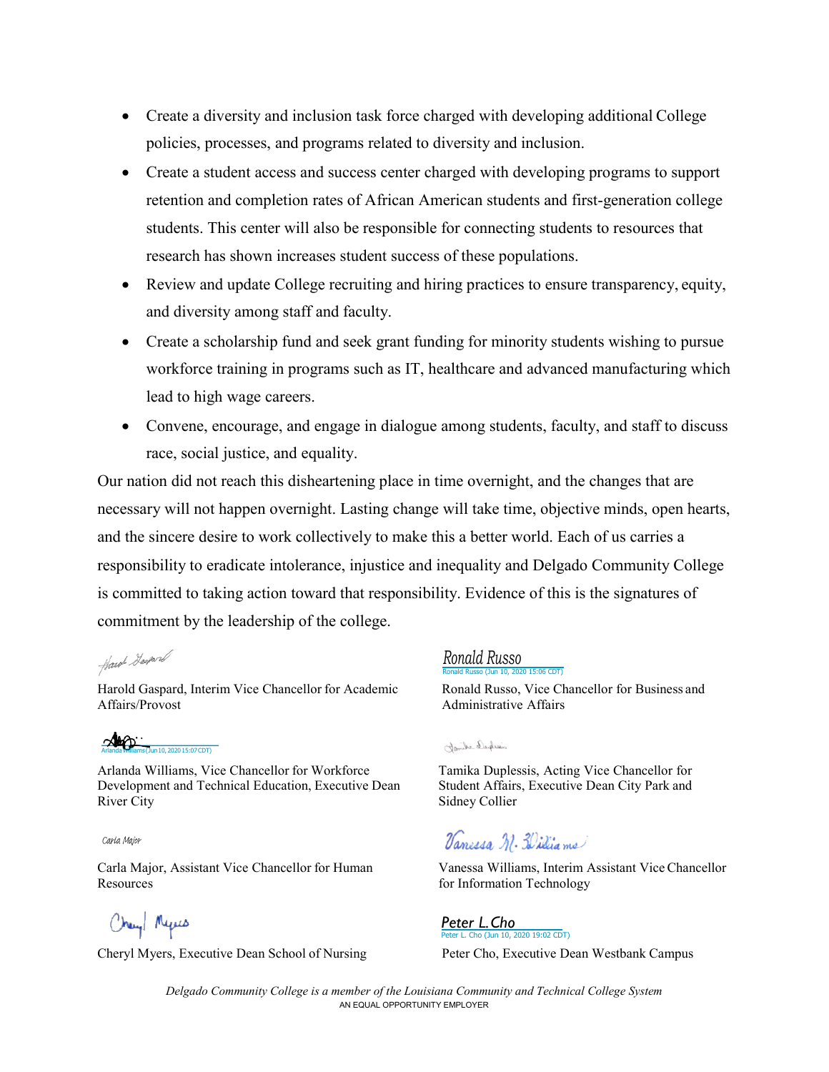- Create a diversity and inclusion task force charged with developing additional College policies, processes, and programs related to diversity and inclusion.
- Create a student access and success center charged with developing programs to support retention and completion rates of African American students and first-generation college students. This center will also be responsible for connecting students to resources that research has shown increases student success of these populations.
- Review and update College recruiting and hiring practices to ensure transparency, equity, and diversity among staff and faculty.
- Create a scholarship fund and seek grant funding for minority students wishing to pursue workforce training in programs such as IT, healthcare and advanced manufacturing which lead to high wage careers.
- Convene, encourage, and engage in dialogue among students, faculty, and staff to discuss race, social justice, and equality.

Our nation did not reach this disheartening place in time overnight, and the changes that are necessary will not happen overnight. Lasting change will take time, objective minds, open hearts, and the sincere desire to work collectively to make this a better world. Each of us carries a responsibility to eradicate intolerance, injustice and inequality and Delgado Community College is committed to taking action toward that responsibility. Evidence of this is the signatures of commitment by the leadership of the college.

Harold Gaspard, Interim Vice Chancellor for Academic Affairs/Provost

Ronald Russo
Ronald Russo (Jun 10, 2020 15:06 CDT)

Ronald Russo, Vice Chancellor for Business and Administrative Affairs

Arlanda Williams (Jun 10, 2020 15:07 CDT)

Arlanda Williams, Vice Chancellor for Workforce Development and Technical Education, Executive Dean River City

Tamika Duplessis, Acting Vice Chancellor for Student Affairs, Executive Dean City Park and Sidney Collier

Carla Major

Carla Major, Assistant Vice Chancellor for Human Resources

Vanessa Williams, Interim Assistant Vice Chancellor for Information Technology

Cheryl Myers, Executive Dean School of Nursing

Peter L. Cho
Peter L. Cho (Jun 10, 2020 19:02 CDT)

Peter Cho, Executive Dean Westbank Campus

*Delgado Community College is a member of the Louisiana Community and Technical College System*
AN EQUAL OPPORTUNITY EMPLOYER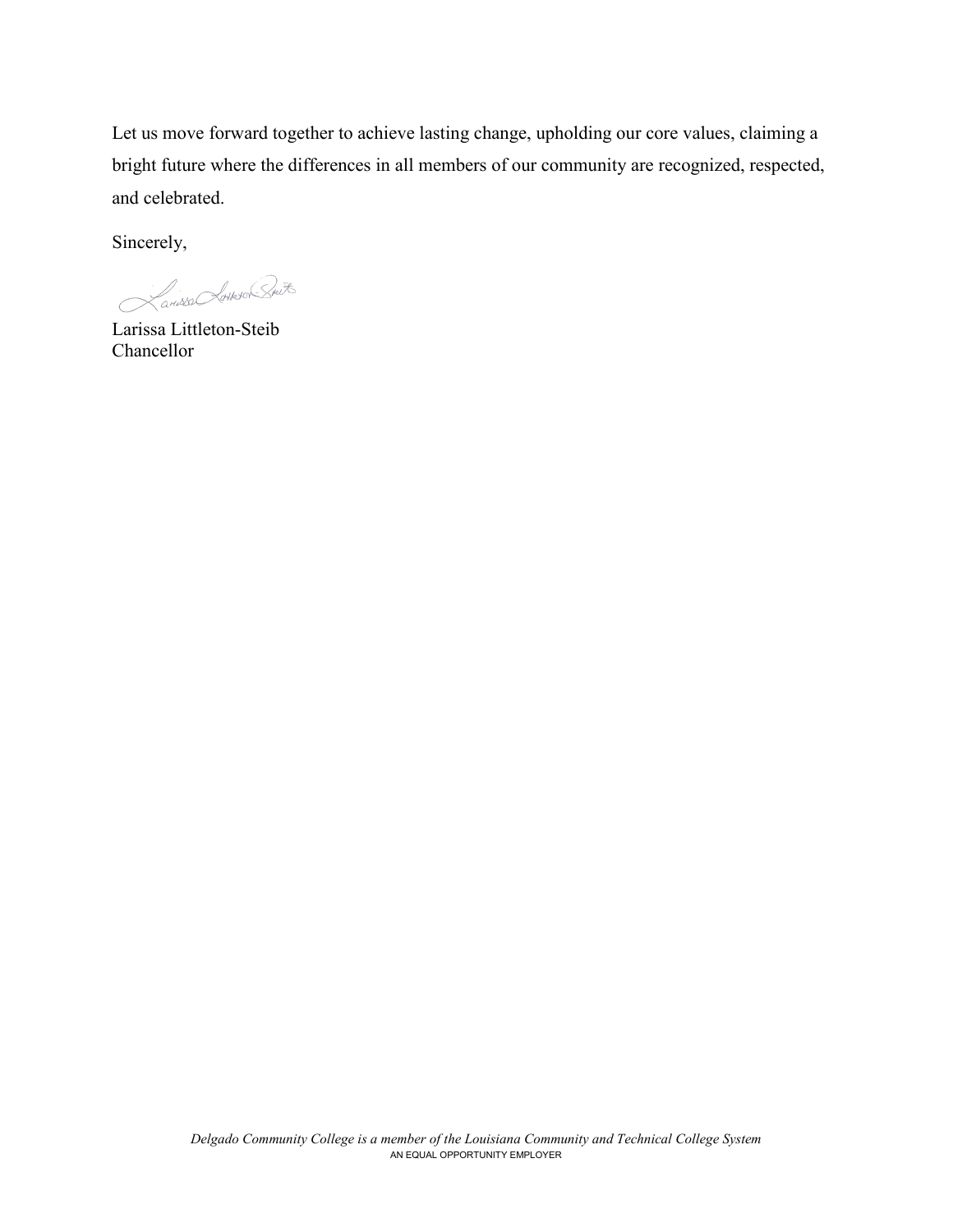Let us move forward together to achieve lasting change, upholding our core values, claiming a bright future where the differences in all members of our community are recognized, respected, and celebrated.

Sincerely,

Larissa Littleton-Steib
Chancellor

*Delgado Community College is a member of the Louisiana Community and Technical College System*
AN EQUAL OPPORTUNITY EMPLOYER